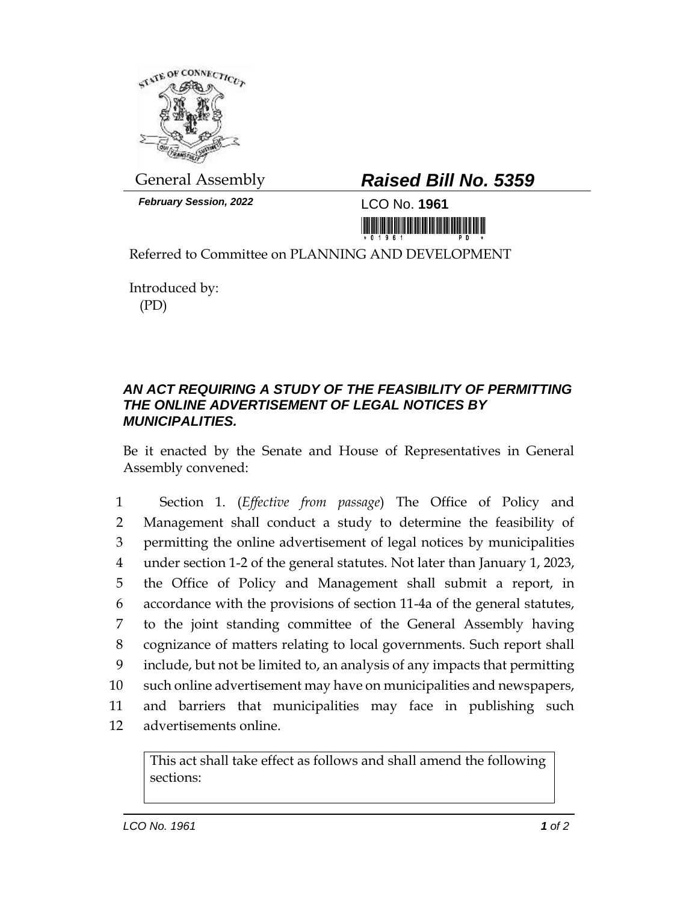General Assembly

***February Session, 2022***

## ***Raised Bill No. 5359***

LCO No. **1961**

Referred to Committee on PLANNING AND DEVELOPMENT

Introduced by:
(PD)

### ***AN ACT REQUIRING A STUDY OF THE FEASIBILITY OF PERMITTING THE ONLINE ADVERTISEMENT OF LEGAL NOTICES BY MUNICIPALITIES.***

Be it enacted by the Senate and House of Representatives in General Assembly convened:

1 Section 1. (*Effective from passage*) The Office of Policy and
2 Management shall conduct a study to determine the feasibility of
3 permitting the online advertisement of legal notices by municipalities
4 under section 1-2 of the general statutes. Not later than January 1, 2023,
5 the Office of Policy and Management shall submit a report, in
6 accordance with the provisions of section 11-4a of the general statutes,
7 to the joint standing committee of the General Assembly having
8 cognizance of matters relating to local governments. Such report shall
9 include, but not be limited to, an analysis of any impacts that permitting
10 such online advertisement may have on municipalities and newspapers,
11 and barriers that municipalities may face in publishing such
12 advertisements online.

| This act shall take effect as follows and shall amend the following sections: |
|---|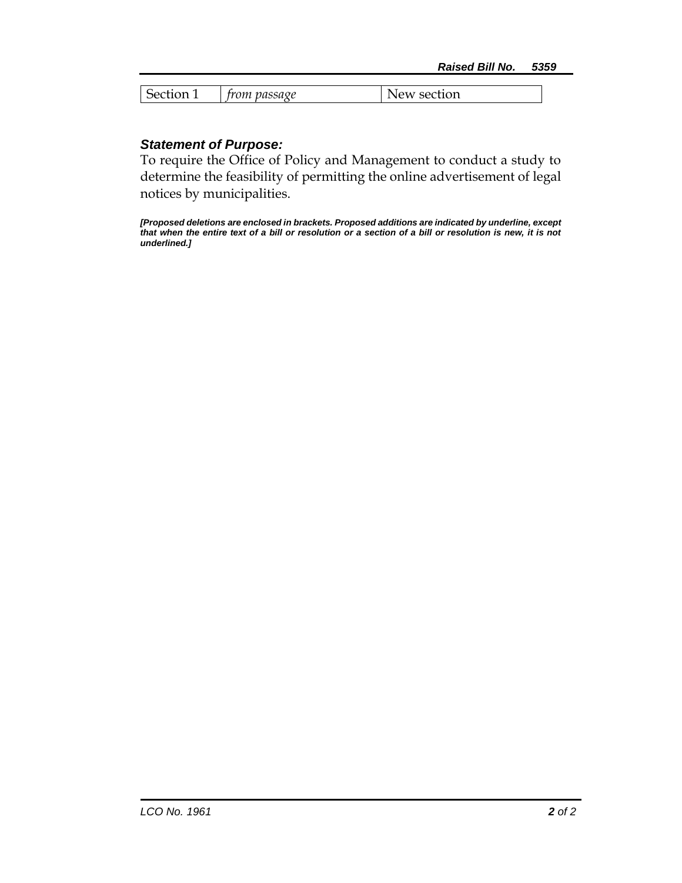| | | |
|---|---|---|
| Section 1 | *from passage* | New section |

***Statement of Purpose:***

To require the Office of Policy and Management to conduct a study to determine the feasibility of permitting the online advertisement of legal notices by municipalities.

***[Proposed deletions are enclosed in brackets. Proposed additions are indicated by underline, except that when the entire text of a bill or resolution or a section of a bill or resolution is new, it is not underlined.]***